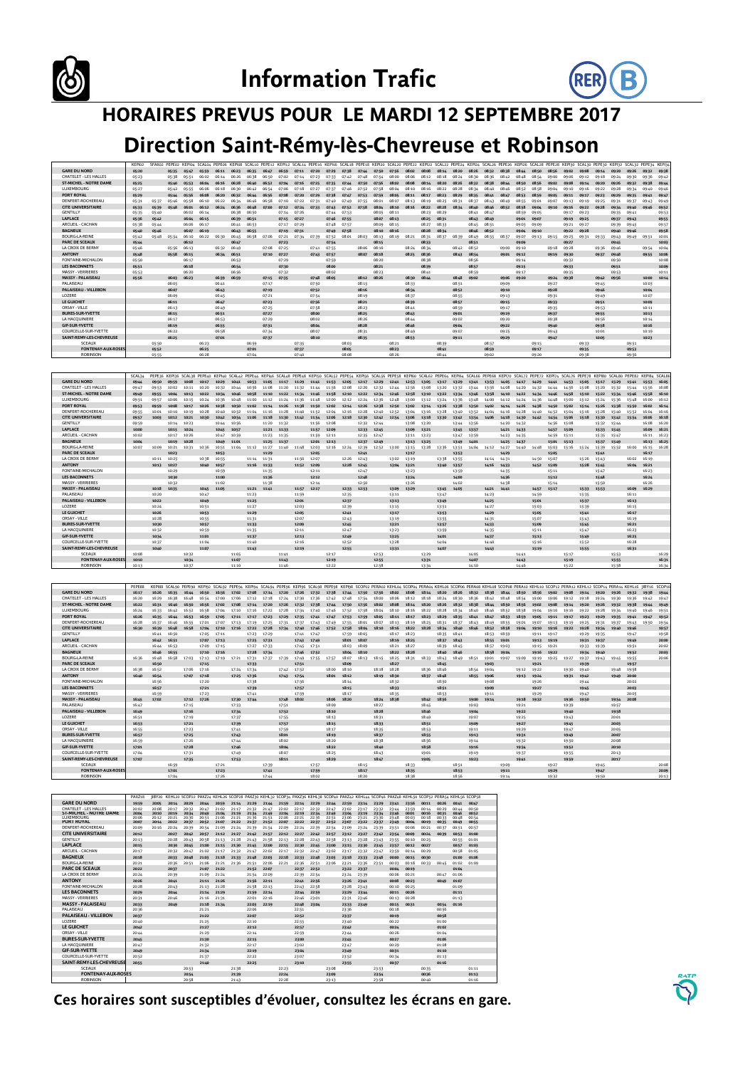# Information Trafic

## HORAIRES PREVUS POUR LE MARDI 12 SEPTEMBRE 2017

# Direction Saint-Rémy-lès-Chevreuse et Robinson

**Ces horaires sont susceptibles d'évoluer, consultez les écrans en gare.**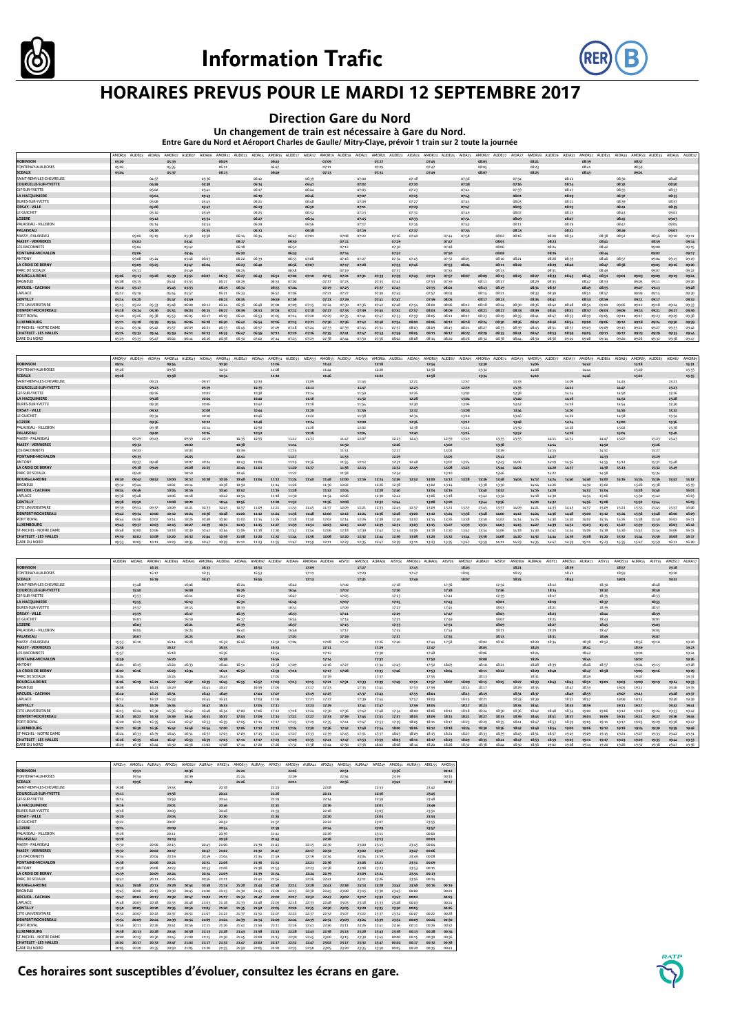# Information Trafic

# HORAIRES PREVUS POUR LE MARDI 12 SEPTEMBRE 2017

## Direction Gare du Nord

**Un changement de train est nécessaire à Gare du Nord.**

**Entre Gare du Nord et Aéroport Charles de Gaulle/ Mitry-Claye, prévoir 1 train sur 2 toute la journée**

Ces horaires sont susceptibles d'évoluer, consultez les écrans en gare.